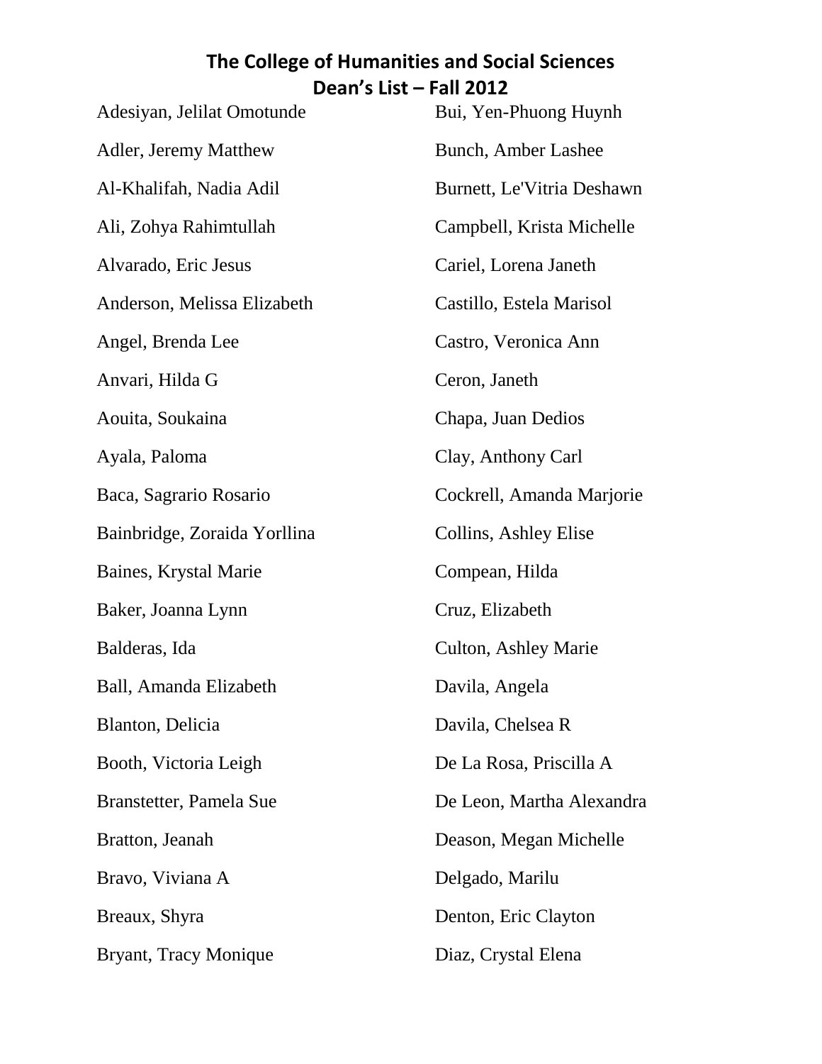# The College of Humanities and Social Sciences
## Dean's List – Fall 2012

Adesiyan, Jelilat Omotunde

Adler, Jeremy Matthew

Al-Khalifah, Nadia Adil

Ali, Zohya Rahimtullah

Alvarado, Eric Jesus

Anderson, Melissa Elizabeth

Angel, Brenda Lee

Anvari, Hilda G

Aouita, Soukaina

Ayala, Paloma

Baca, Sagrario Rosario

Bainbridge, Zoraida Yorllina

Baines, Krystal Marie

Baker, Joanna Lynn

Balderas, Ida

Ball, Amanda Elizabeth

Blanton, Delicia

Booth, Victoria Leigh

Branstetter, Pamela Sue

Bratton, Jeanah

Bravo, Viviana A

Breaux, Shyra

Bryant, Tracy Monique

Bui, Yen-Phuong Huynh

Bunch, Amber Lashee

Burnett, Le'Vitria Deshawn

Campbell, Krista Michelle

Cariel, Lorena Janeth

Castillo, Estela Marisol

Castro, Veronica Ann

Ceron, Janeth

Chapa, Juan Dedios

Clay, Anthony Carl

Cockrell, Amanda Marjorie

Collins, Ashley Elise

Compean, Hilda

Cruz, Elizabeth

Culton, Ashley Marie

Davila, Angela

Davila, Chelsea R

De La Rosa, Priscilla A

De Leon, Martha Alexandra

Deason, Megan Michelle

Delgado, Marilu

Denton, Eric Clayton

Diaz, Crystal Elena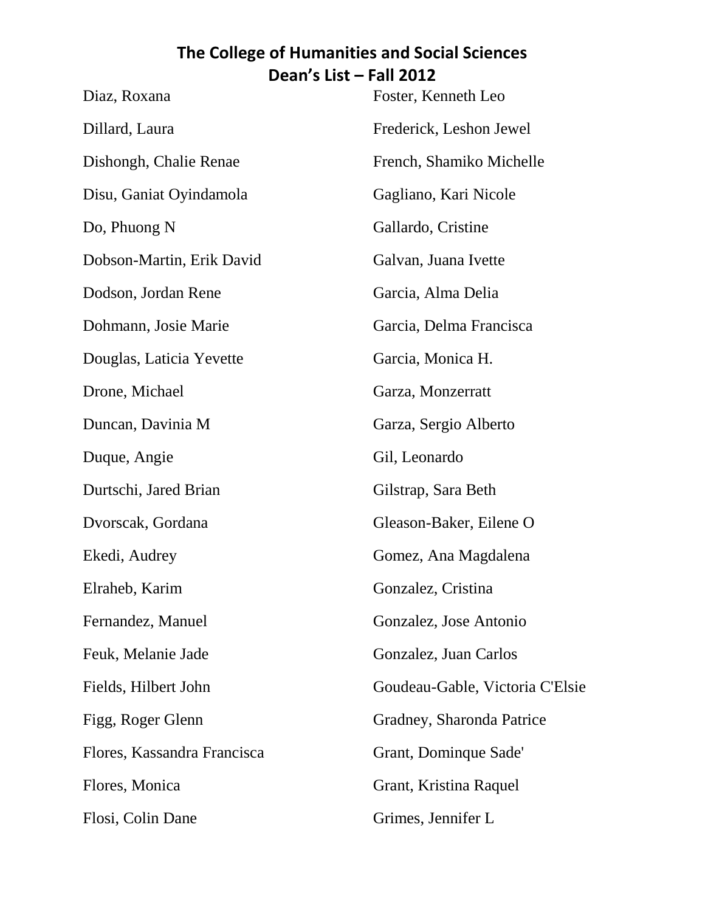# The College of Humanities and Social Sciences
## Dean's List – Fall 2012

Diaz, Roxana

Dillard, Laura

Dishongh, Chalie Renae

Disu, Ganiat Oyindamola

Do, Phuong N

Dobson-Martin, Erik David

Dodson, Jordan Rene

Dohmann, Josie Marie

Douglas, Laticia Yevette

Drone, Michael

Duncan, Davinia M

Duque, Angie

Durtschi, Jared Brian

Dvorscak, Gordana

Ekedi, Audrey

Elraheb, Karim

Fernandez, Manuel

Feuk, Melanie Jade

Fields, Hilbert John

Figg, Roger Glenn

Flores, Kassandra Francisca

Flores, Monica

Flosi, Colin Dane

Foster, Kenneth Leo

Frederick, Leshon Jewel

French, Shamiko Michelle

Gagliano, Kari Nicole

Gallardo, Cristine

Galvan, Juana Ivette

Garcia, Alma Delia

Garcia, Delma Francisca

Garcia, Monica H.

Garza, Monzerratt

Garza, Sergio Alberto

Gil, Leonardo

Gilstrap, Sara Beth

Gleason-Baker, Eilene O

Gomez, Ana Magdalena

Gonzalez, Cristina

Gonzalez, Jose Antonio

Gonzalez, Juan Carlos

Goudeau-Gable, Victoria C'Elsie

Gradney, Sharonda Patrice

Grant, Dominque Sade'

Grant, Kristina Raquel

Grimes, Jennifer L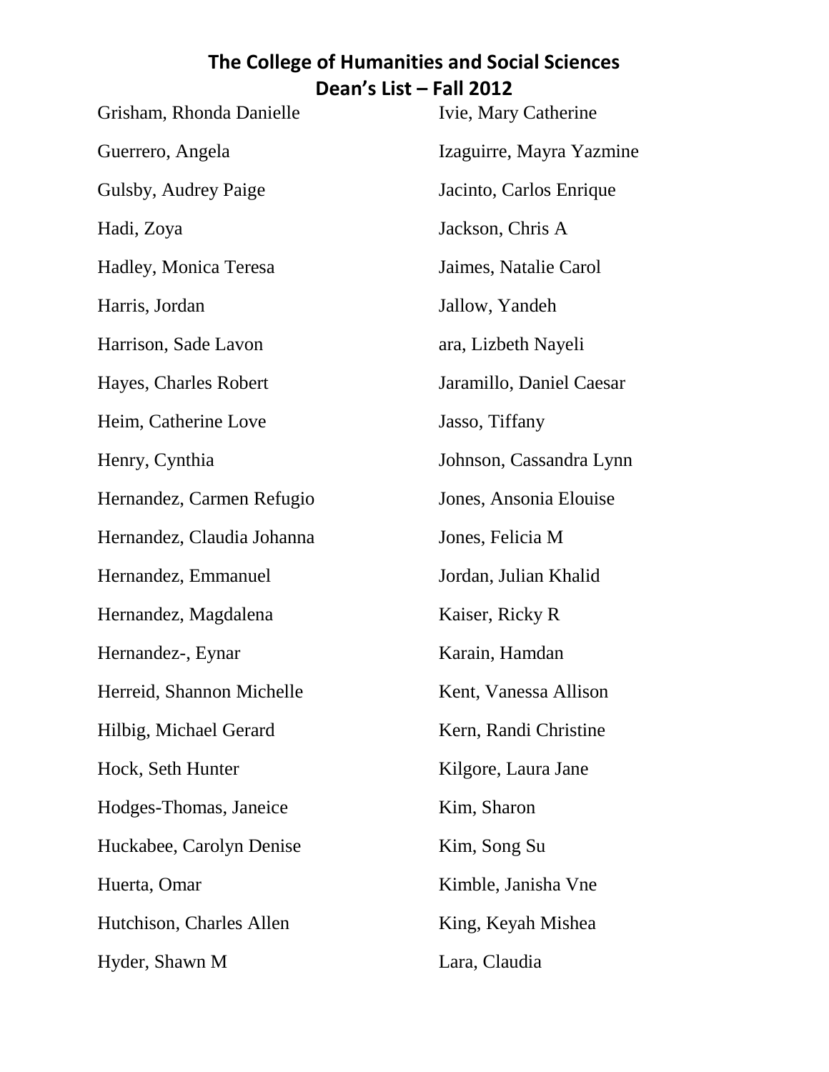**The College of Humanities and Social Sciences**
**Dean's List – Fall 2012**

Grisham, Rhonda Danielle

Guerrero, Angela

Gulsby, Audrey Paige

Hadi, Zoya

Hadley, Monica Teresa

Harris, Jordan

Harrison, Sade Lavon

Hayes, Charles Robert

Heim, Catherine Love

Henry, Cynthia

Hernandez, Carmen Refugio

Hernandez, Claudia Johanna

Hernandez, Emmanuel

Hernandez, Magdalena

Hernandez-, Eynar

Herreid, Shannon Michelle

Hilbig, Michael Gerard

Hock, Seth Hunter

Hodges-Thomas, Janeice

Huckabee, Carolyn Denise

Huerta, Omar

Hutchison, Charles Allen

Hyder, Shawn M

Ivie, Mary Catherine

Izaguirre, Mayra Yazmine

Jacinto, Carlos Enrique

Jackson, Chris A

Jaimes, Natalie Carol

Jallow, Yandeh

ara, Lizbeth Nayeli

Jaramillo, Daniel Caesar

Jasso, Tiffany

Johnson, Cassandra Lynn

Jones, Ansonia Elouise

Jones, Felicia M

Jordan, Julian Khalid

Kaiser, Ricky R

Karain, Hamdan

Kent, Vanessa Allison

Kern, Randi Christine

Kilgore, Laura Jane

Kim, Sharon

Kim, Song Su

Kimble, Janisha Vne

King, Keyah Mishea

Lara, Claudia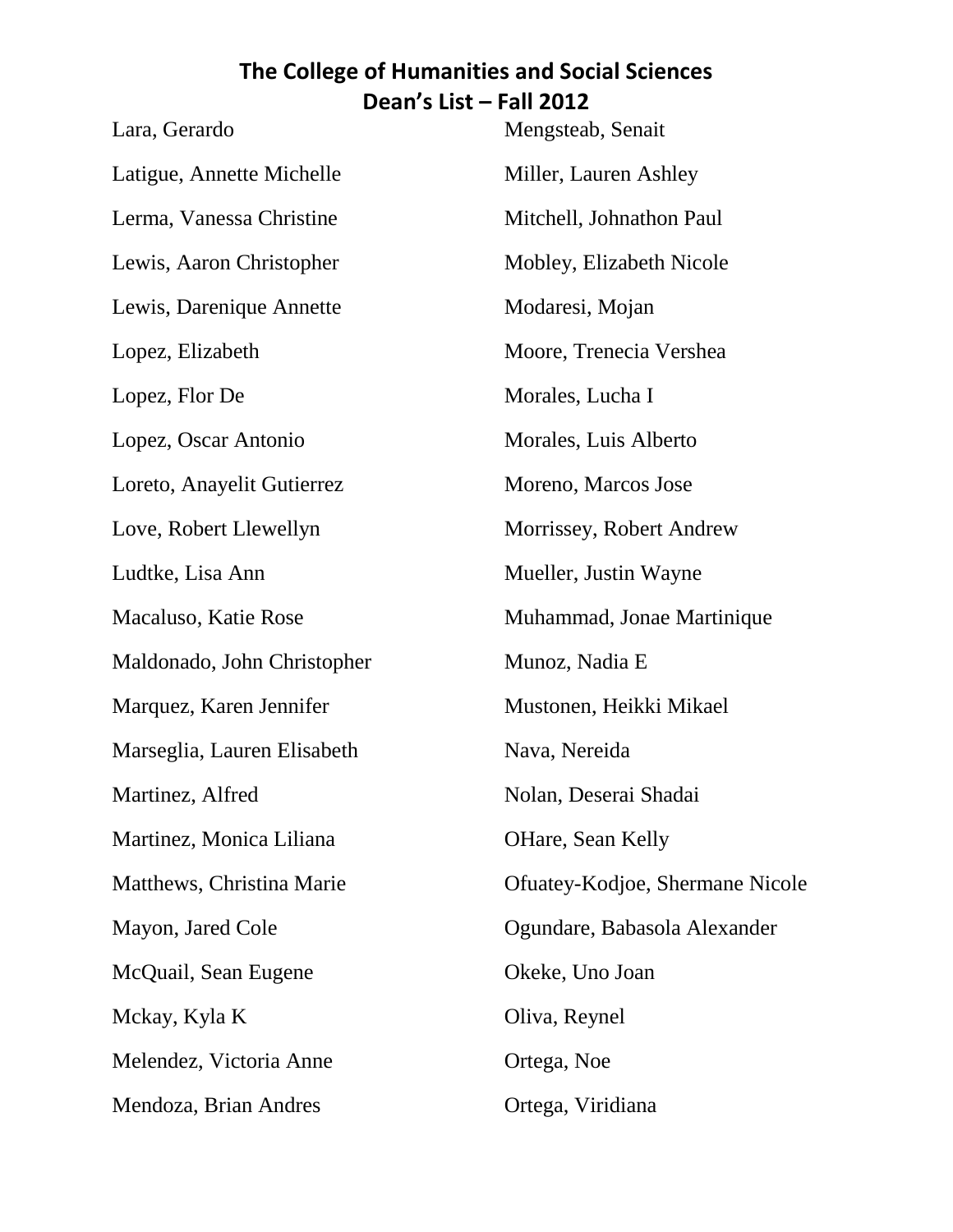**The College of Humanities and Social Sciences**
**Dean's List – Fall 2012**

Lara, Gerardo

Latigue, Annette Michelle

Lerma, Vanessa Christine

Lewis, Aaron Christopher

Lewis, Darenique Annette

Lopez, Elizabeth

Lopez, Flor De

Lopez, Oscar Antonio

Loreto, Anayelit Gutierrez

Love, Robert Llewellyn

Ludtke, Lisa Ann

Macaluso, Katie Rose

Maldonado, John Christopher

Marquez, Karen Jennifer

Marseglia, Lauren Elisabeth

Martinez, Alfred

Martinez, Monica Liliana

Matthews, Christina Marie

Mayon, Jared Cole

McQuail, Sean Eugene

Mckay, Kyla K

Melendez, Victoria Anne

Mendoza, Brian Andres

Mengsteab, Senait

Miller, Lauren Ashley

Mitchell, Johnathon Paul

Mobley, Elizabeth Nicole

Modaresi, Mojan

Moore, Trenecia Vershea

Morales, Lucha I

Morales, Luis Alberto

Moreno, Marcos Jose

Morrissey, Robert Andrew

Mueller, Justin Wayne

Muhammad, Jonae Martinique

Munoz, Nadia E

Mustonen, Heikki Mikael

Nava, Nereida

Nolan, Deserai Shadai

OHare, Sean Kelly

Ofuatey-Kodjoe, Shermane Nicole

Ogundare, Babasola Alexander

Okeke, Uno Joan

Oliva, Reynel

Ortega, Noe

Ortega, Viridiana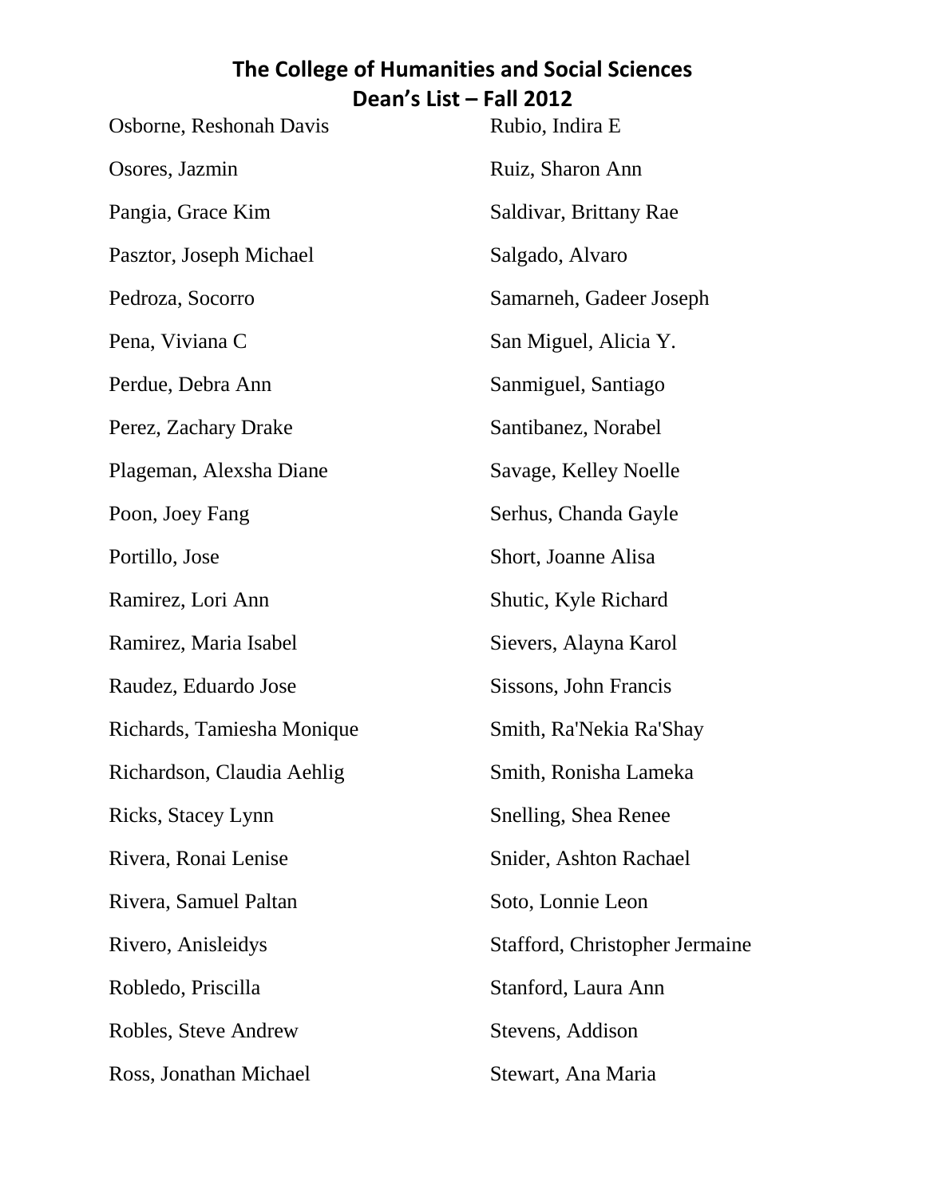# The College of Humanities and Social Sciences
## Dean's List – Fall 2012

Osborne, Reshonah Davis
Osores, Jazmin
Pangia, Grace Kim
Pasztor, Joseph Michael
Pedroza, Socorro
Pena, Viviana C
Perdue, Debra Ann
Perez, Zachary Drake
Plageman, Alexsha Diane
Poon, Joey Fang
Portillo, Jose
Ramirez, Lori Ann
Ramirez, Maria Isabel
Raudez, Eduardo Jose
Richards, Tamiesha Monique
Richardson, Claudia Aehlig
Ricks, Stacey Lynn
Rivera, Ronai Lenise
Rivera, Samuel Paltan
Rivero, Anisleidys
Robledo, Priscilla
Robles, Steve Andrew
Ross, Jonathan Michael
Rubio, Indira E
Ruiz, Sharon Ann
Saldivar, Brittany Rae
Salgado, Alvaro
Samarneh, Gadeer Joseph
San Miguel, Alicia Y.
Sanmiguel, Santiago
Santibanez, Norabel
Savage, Kelley Noelle
Serhus, Chanda Gayle
Short, Joanne Alisa
Shutic, Kyle Richard
Sievers, Alayna Karol
Sissons, John Francis
Smith, Ra'Nekia Ra'Shay
Smith, Ronisha Lameka
Snelling, Shea Renee
Snider, Ashton Rachael
Soto, Lonnie Leon
Stafford, Christopher Jermaine
Stanford, Laura Ann
Stevens, Addison
Stewart, Ana Maria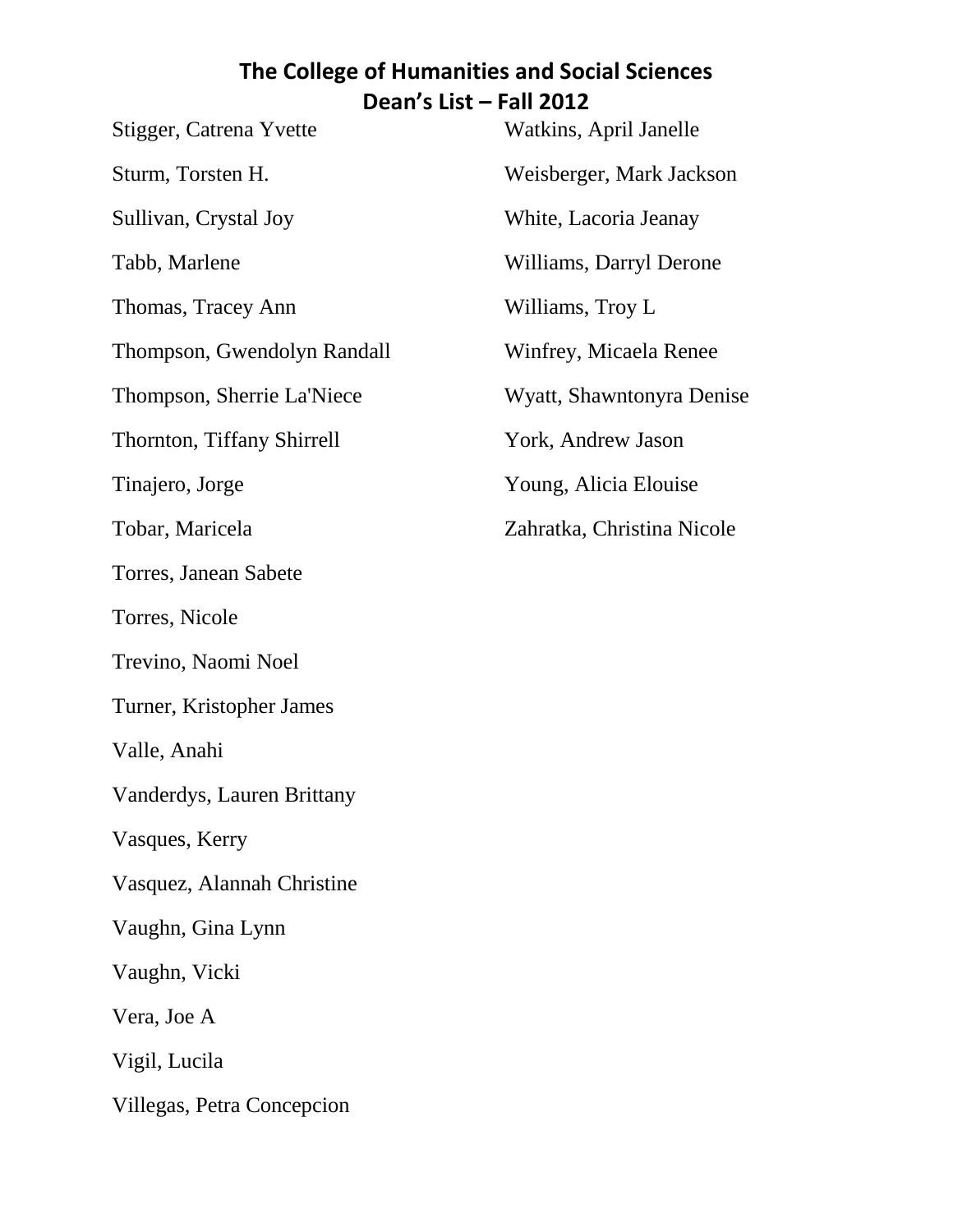## The College of Humanities and Social Sciences
## Dean's List – Fall 2012

Stigger, Catrena Yvette

Sturm, Torsten H.

Sullivan, Crystal Joy

Tabb, Marlene

Thomas, Tracey Ann

Thompson, Gwendolyn Randall

Thompson, Sherrie La'Niece

Thornton, Tiffany Shirrell

Tinajero, Jorge

Tobar, Maricela

Torres, Janean Sabete

Torres, Nicole

Trevino, Naomi Noel

Turner, Kristopher James

Valle, Anahi

Vanderdys, Lauren Brittany

Vasques, Kerry

Vasquez, Alannah Christine

Vaughn, Gina Lynn

Vaughn, Vicki

Vera, Joe A

Vigil, Lucila

Villegas, Petra Concepcion

Watkins, April Janelle

Weisberger, Mark Jackson

White, Lacoria Jeanay

Williams, Darryl Derone

Williams, Troy L

Winfrey, Micaela Renee

Wyatt, Shawntonyra Denise

York, Andrew Jason

Young, Alicia Elouise

Zahratka, Christina Nicole